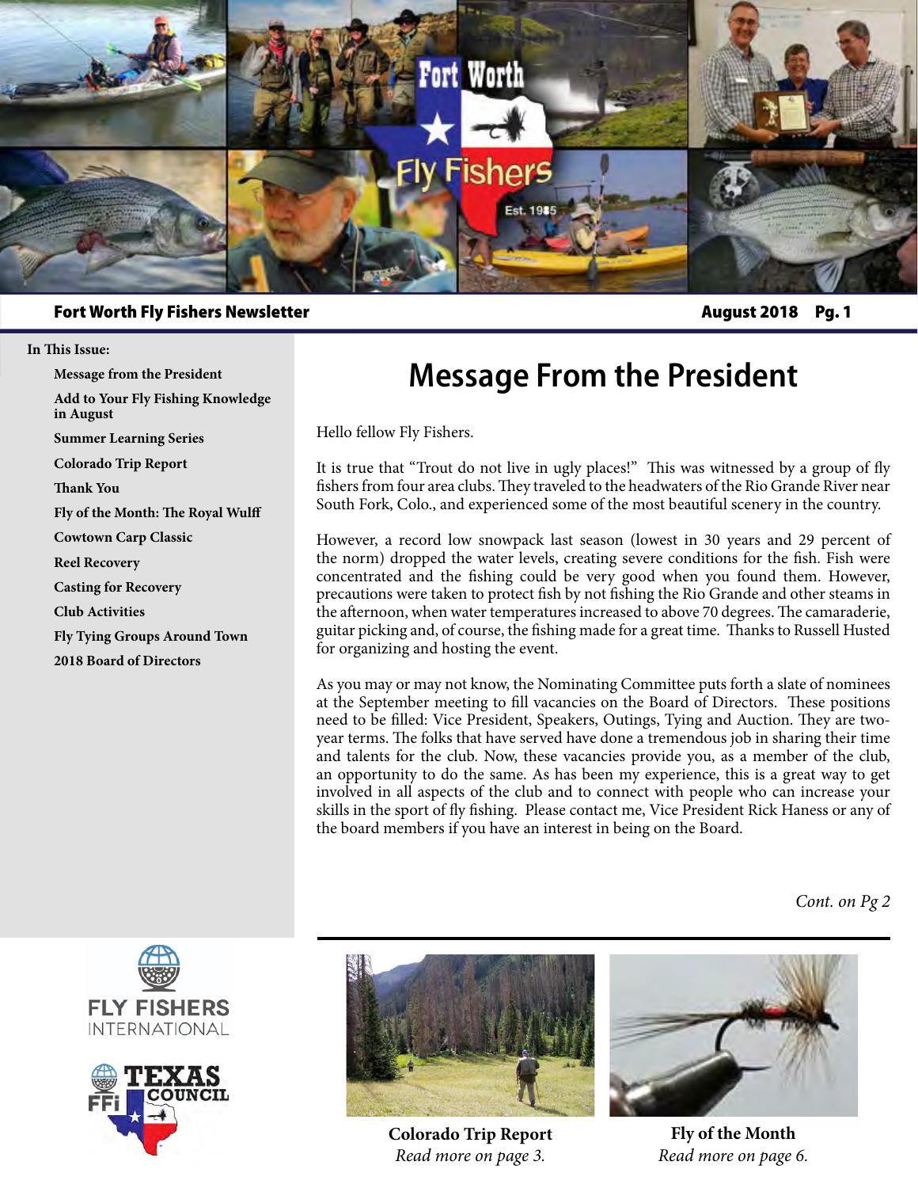Fort Worth Fly Fishers Newsletter

August 2018

**In This Issue:**

- Message from the President
- Add to Your Fly Fishing Knowledge in August
- Summer Learning Series
- Colorado Trip Report
- Thank You
- Fly of the Month: The Royal Wulff
- Cowtown Carp Classic
- Reel Recovery
- Casting for Recovery
- Club Activities
- Fly Tying Groups Around Town
- 2018 Board of Directors

# Message From the President

Hello fellow Fly Fishers.

It is true that "Trout do not live in ugly places!" This was witnessed by a group of fly fishers from four area clubs. They traveled to the headwaters of the Rio Grande River near South Fork, Colo., and experienced some of the most beautiful scenery in the country.

However, a record low snowpack last season (lowest in 30 years and 29 percent of the norm) dropped the water levels, creating severe conditions for the fish. Fish were concentrated and the fishing could be very good when you found them. However, precautions were taken to protect fish by not fishing the Rio Grande and other steams in the afternoon, when water temperatures increased to above 70 degrees. The camaraderie, guitar picking and, of course, the fishing made for a great time. Thanks to Russell Husted for organizing and hosting the event.

As you may or may not know, the Nominating Committee puts forth a slate of nominees at the September meeting to fill vacancies on the Board of Directors. These positions need to be filled: Vice President, Speakers, Outings, Tying and Auction. They are two-year terms. The folks that have served have done a tremendous job in sharing their time and talents for the club. Now, these vacancies provide you, as a member of the club, an opportunity to do the same. As has been my experience, this is a great way to get involved in all aspects of the club and to connect with people who can increase your skills in the sport of fly fishing. Please contact me, Vice President Rick Haness or any of the board members if you have an interest in being on the Board.

*Cont. on Pg 2*

**Colorado Trip Report**
*Read more on page 3.*

**Fly of the Month**
*Read more on page 6.*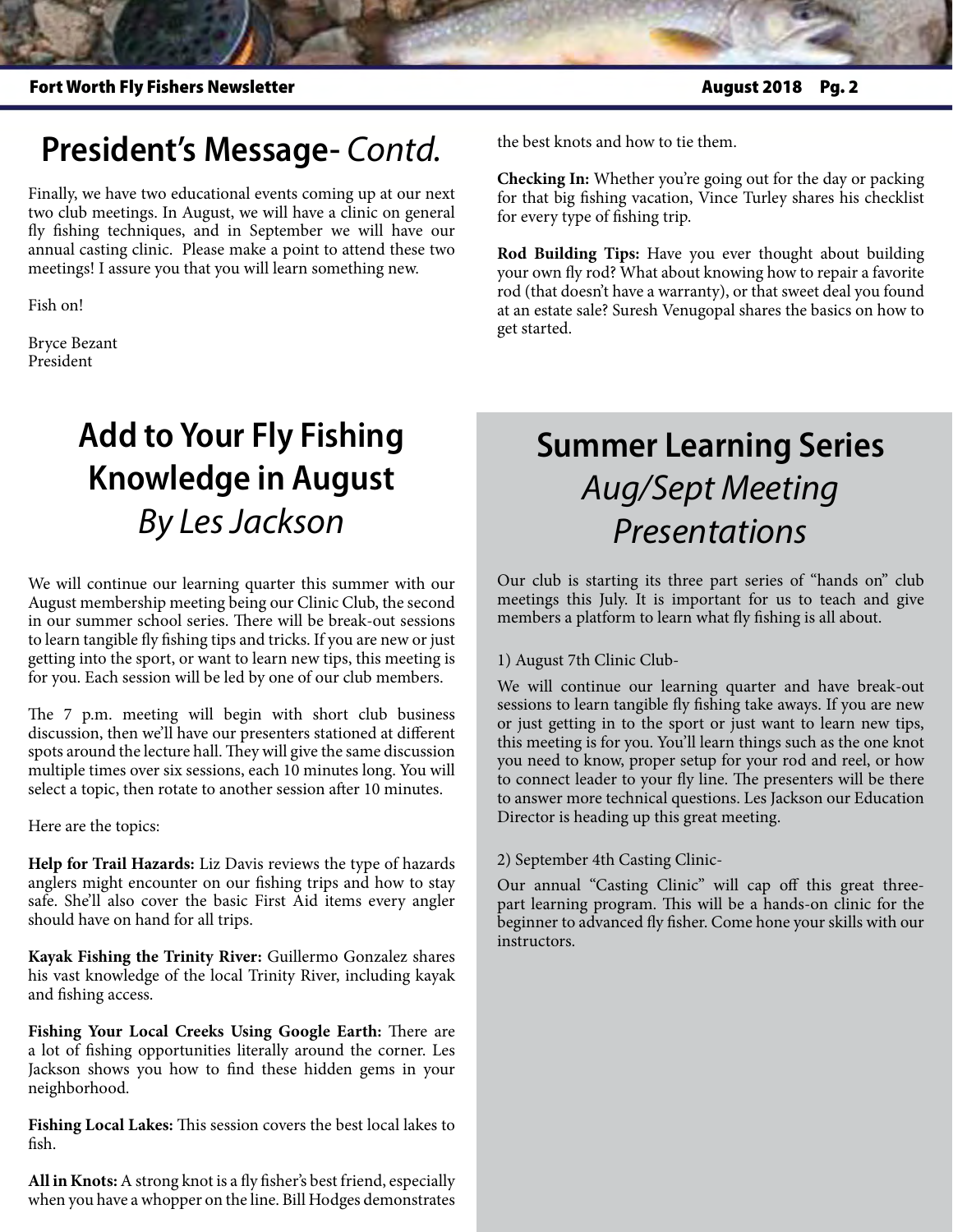## President's Message- *Contd.*

Finally, we have two educational events coming up at our next two club meetings. In August, we will have a clinic on general fly fishing techniques, and in September we will have our annual casting clinic. Please make a point to attend these two meetings! I assure you that you will learn something new.

Fish on!

Bryce Bezant
President

## Add to Your Fly Fishing Knowledge in August
### *By Les Jackson*

We will continue our learning quarter this summer with our August membership meeting being our Clinic Club, the second in our summer school series. There will be break-out sessions to learn tangible fly fishing tips and tricks. If you are new or just getting into the sport, or want to learn new tips, this meeting is for you. Each session will be led by one of our club members.

The 7 p.m. meeting will begin with short club business discussion, then we'll have our presenters stationed at different spots around the lecture hall. They will give the same discussion multiple times over six sessions, each 10 minutes long. You will select a topic, then rotate to another session after 10 minutes.

Here are the topics:

**Help for Trail Hazards:** Liz Davis reviews the type of hazards anglers might encounter on our fishing trips and how to stay safe. She'll also cover the basic First Aid items every angler should have on hand for all trips.

**Kayak Fishing the Trinity River:** Guillermo Gonzalez shares his vast knowledge of the local Trinity River, including kayak and fishing access.

**Fishing Your Local Creeks Using Google Earth:** There are a lot of fishing opportunities literally around the corner. Les Jackson shows you how to find these hidden gems in your neighborhood.

**Fishing Local Lakes:** This session covers the best local lakes to fish.

**All in Knots:** A strong knot is a fly fisher's best friend, especially when you have a whopper on the line. Bill Hodges demonstrates the best knots and how to tie them.

**Checking In:** Whether you're going out for the day or packing for that big fishing vacation, Vince Turley shares his checklist for every type of fishing trip.

**Rod Building Tips:** Have you ever thought about building your own fly rod? What about knowing how to repair a favorite rod (that doesn't have a warranty), or that sweet deal you found at an estate sale? Suresh Venugopal shares the basics on how to get started.

## Summer Learning Series
### *Aug/Sept Meeting Presentations*

Our club is starting its three part series of "hands on" club meetings this July. It is important for us to teach and give members a platform to learn what fly fishing is all about.

1) August 7th Clinic Club-

We will continue our learning quarter and have break-out sessions to learn tangible fly fishing take aways. If you are new or just getting in to the sport or just want to learn new tips, this meeting is for you. You'll learn things such as the one knot you need to know, proper setup for your rod and reel, or how to connect leader to your fly line. The presenters will be there to answer more technical questions. Les Jackson our Education Director is heading up this great meeting.

2) September 4th Casting Clinic-

Our annual "Casting Clinic" will cap off this great three-part learning program. This will be a hands-on clinic for the beginner to advanced fly fisher. Come hone your skills with our instructors.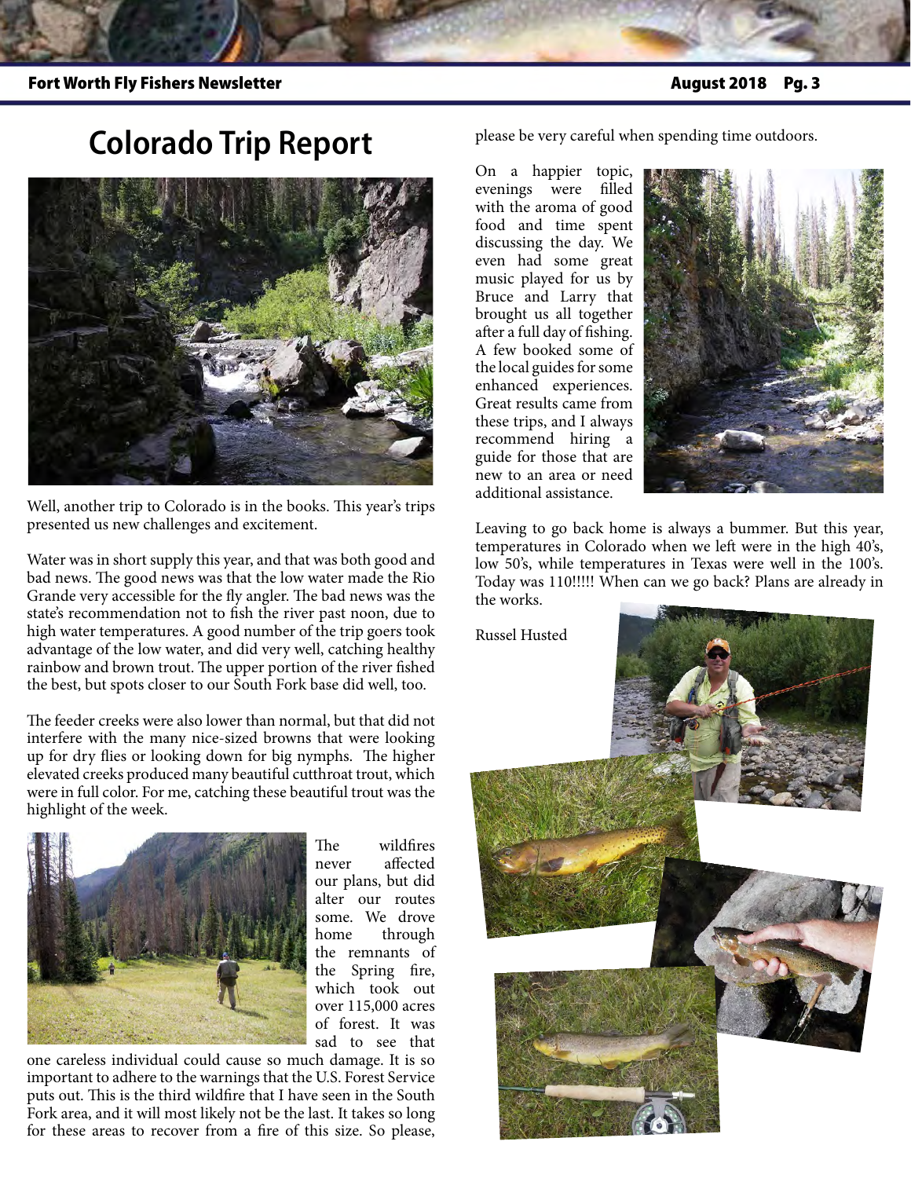# Colorado Trip Report

Well, another trip to Colorado is in the books. This year's trips presented us new challenges and excitement.

Water was in short supply this year, and that was both good and bad news. The good news was that the low water made the Rio Grande very accessible for the fly angler. The bad news was the state's recommendation not to fish the river past noon, due to high water temperatures. A good number of the trip goers took advantage of the low water, and did very well, catching healthy rainbow and brown trout. The upper portion of the river fished the best, but spots closer to our South Fork base did well, too.

The feeder creeks were also lower than normal, but that did not interfere with the many nice-sized browns that were looking up for dry flies or looking down for big nymphs. The higher elevated creeks produced many beautiful cutthroat trout, which were in full color. For me, catching these beautiful trout was the highlight of the week.

The wildfires never affected our plans, but did alter our routes some. We drove home through the remnants of the Spring fire, which took out over 115,000 acres of forest. It was sad to see that one careless individual could cause so much damage. It is so important to adhere to the warnings that the U.S. Forest Service puts out. This is the third wildfire that I have seen in the South Fork area, and it will most likely not be the last. It takes so long for these areas to recover from a fire of this size. So please, please be very careful when spending time outdoors.

On a happier topic, evenings were filled with the aroma of good food and time spent discussing the day. We even had some great music played for us by Bruce and Larry that brought us all together after a full day of fishing. A few booked some of the local guides for some enhanced experiences. Great results came from these trips, and I always recommend hiring a guide for those that are new to an area or need additional assistance.

Leaving to go back home is always a bummer. But this year, temperatures in Colorado when we left were in the high 40's, low 50's, while temperatures in Texas were well in the 100's. Today was 110!!!!! When can we go back? Plans are already in the works.

Russel Husted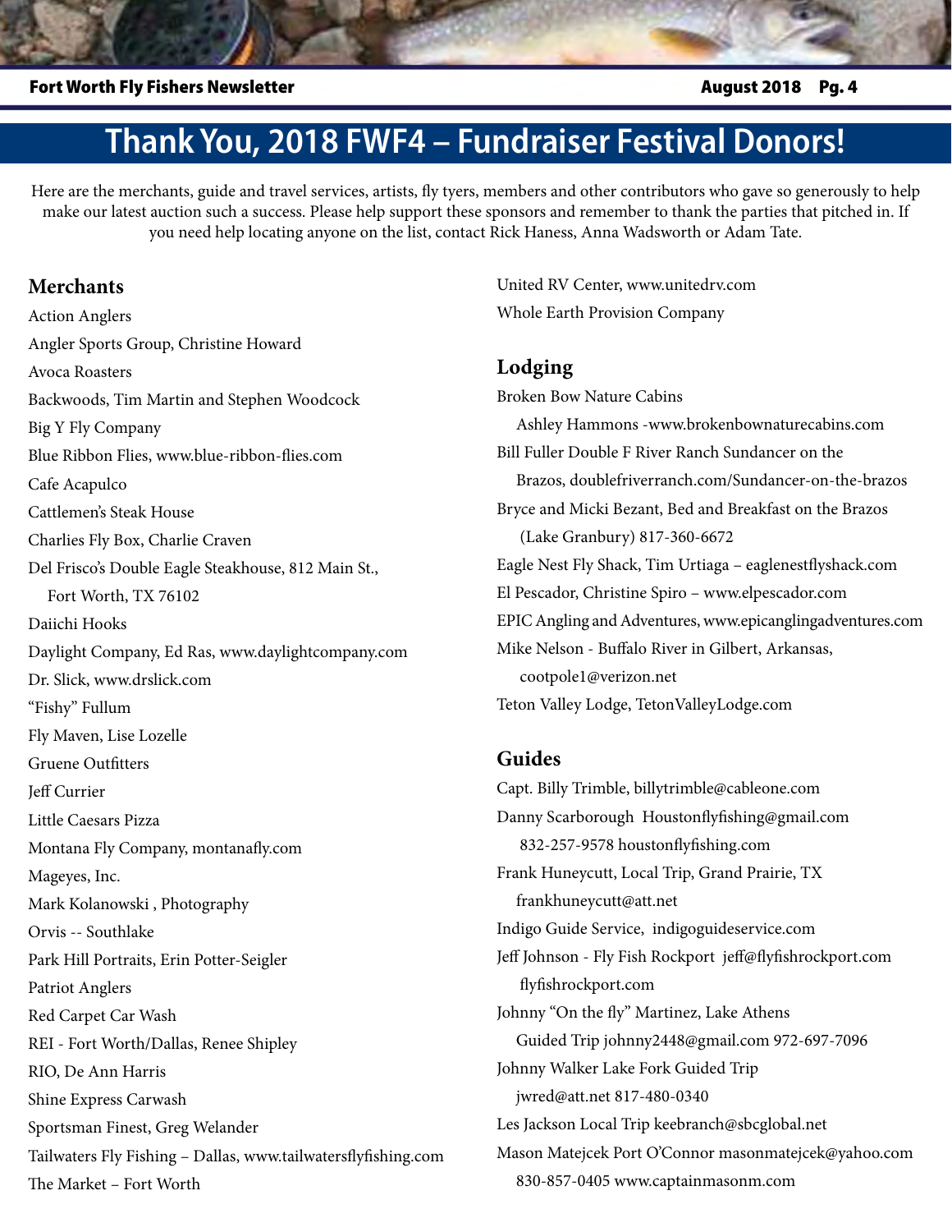# Thank You, 2018 FWF4 – Fundraiser Festival Donors!

Here are the merchants, guide and travel services, artists, fly tyers, members and other contributors who gave so generously to help make our latest auction such a success. Please help support these sponsors and remember to thank the parties that pitched in. If you need help locating anyone on the list, contact Rick Haness, Anna Wadsworth or Adam Tate.

## Merchants

Action Anglers

Angler Sports Group, Christine Howard

Avoca Roasters

Backwoods, Tim Martin and Stephen Woodcock

Big Y Fly Company

Blue Ribbon Flies, www.blue-ribbon-flies.com

Cafe Acapulco

Cattlemen's Steak House

Charlies Fly Box, Charlie Craven

Del Frisco's Double Eagle Steakhouse, 812 Main St., Fort Worth, TX 76102

Daiichi Hooks

Daylight Company, Ed Ras, www.daylightcompany.com

Dr. Slick, www.drslick.com

"Fishy" Fullum

Fly Maven, Lise Lozelle

Gruene Outfitters

Jeff Currier

Little Caesars Pizza

Montana Fly Company, montanafly.com

Mageyes, Inc.

Mark Kolanowski , Photography

Orvis -- Southlake

Park Hill Portraits, Erin Potter-Seigler

Patriot Anglers

Red Carpet Car Wash

REI - Fort Worth/Dallas, Renee Shipley

RIO, De Ann Harris

Shine Express Carwash

Sportsman Finest, Greg Welander

Tailwaters Fly Fishing – Dallas, www.tailwatersflyfishing.com

The Market – Fort Worth

United RV Center, www.unitedrv.com

Whole Earth Provision Company

## Lodging

Broken Bow Nature Cabins Ashley Hammons -www.brokenbownaturecabins.com

Bill Fuller Double F River Ranch Sundancer on the Brazos, doublefriverranch.com/Sundancer-on-the-brazos

Bryce and Micki Bezant, Bed and Breakfast on the Brazos (Lake Granbury) 817-360-6672

Eagle Nest Fly Shack, Tim Urtiaga – eaglenestflyshack.com

El Pescador, Christine Spiro – www.elpescador.com

EPIC Angling and Adventures, www.epicanglingadventures.com

Mike Nelson - Buffalo River in Gilbert, Arkansas, cootpole1@verizon.net

Teton Valley Lodge, TetonValleyLodge.com

## Guides

Capt. Billy Trimble, billytrimble@cableone.com

Danny Scarborough Houstonflyfishing@gmail.com 832-257-9578 houstonflyfishing.com

Frank Huneycutt, Local Trip, Grand Prairie, TX frankhuneycutt@att.net

Indigo Guide Service, indigoguideservice.com

Jeff Johnson - Fly Fish Rockport jeff@flyfishrockport.com flyfishrockport.com

Johnny "On the fly" Martinez, Lake Athens Guided Trip johnny2448@gmail.com 972-697-7096

Johnny Walker Lake Fork Guided Trip jwred@att.net 817-480-0340

Les Jackson Local Trip keebranch@sbcglobal.net

Mason Matejcek Port O'Connor masonmatejcek@yahoo.com 830-857-0405 www.captainmasonm.com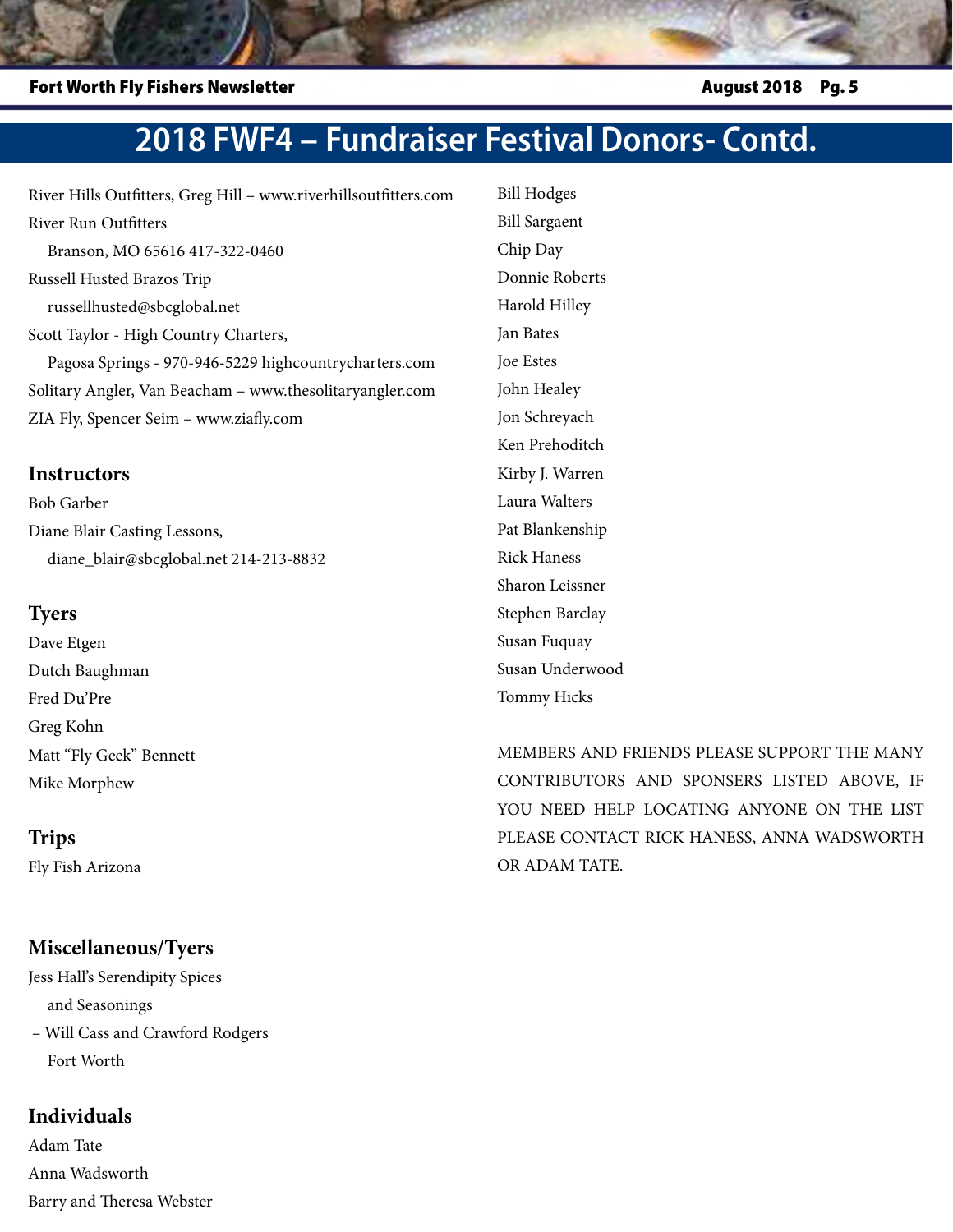# 2018 FWF4 – Fundraiser Festival Donors- Contd.

River Hills Outfitters, Greg Hill – www.riverhillsoutfitters.com

River Run Outfitters
Branson, MO 65616 417-322-0460

Russell Husted Brazos Trip
russellhusted@sbcglobal.net

Scott Taylor - High Country Charters,
Pagosa Springs - 970-946-5229 highcountrycharters.com

Solitary Angler, Van Beacham – www.thesolitaryangler.com

ZIA Fly, Spencer Seim – www.ziafly.com

## Instructors

Bob Garber

Diane Blair Casting Lessons,
diane_blair@sbcglobal.net 214-213-8832

## Tyers

Dave Etgen

Dutch Baughman

Fred Du'Pre

Greg Kohn

Matt "Fly Geek" Bennett

Mike Morphew

## Trips

Fly Fish Arizona

## Miscellaneous/Tyers

Jess Hall's Serendipity Spices
and Seasonings
– Will Cass and Crawford Rodgers
Fort Worth

## Individuals

Adam Tate

Anna Wadsworth

Barry and Theresa Webster

Bill Hodges

Bill Sargaent

Chip Day

Donnie Roberts

Harold Hilley

Jan Bates

Joe Estes

John Healey

Jon Schreyach

Ken Prehoditch

Kirby J. Warren

Laura Walters

Pat Blankenship

Rick Haness

Sharon Leissner

Stephen Barclay

Susan Fuquay

Susan Underwood

Tommy Hicks

MEMBERS AND FRIENDS PLEASE SUPPORT THE MANY CONTRIBUTORS AND SPONSERS LISTED ABOVE, IF YOU NEED HELP LOCATING ANYONE ON THE LIST PLEASE CONTACT RICK HANESS, ANNA WADSWORTH OR ADAM TATE.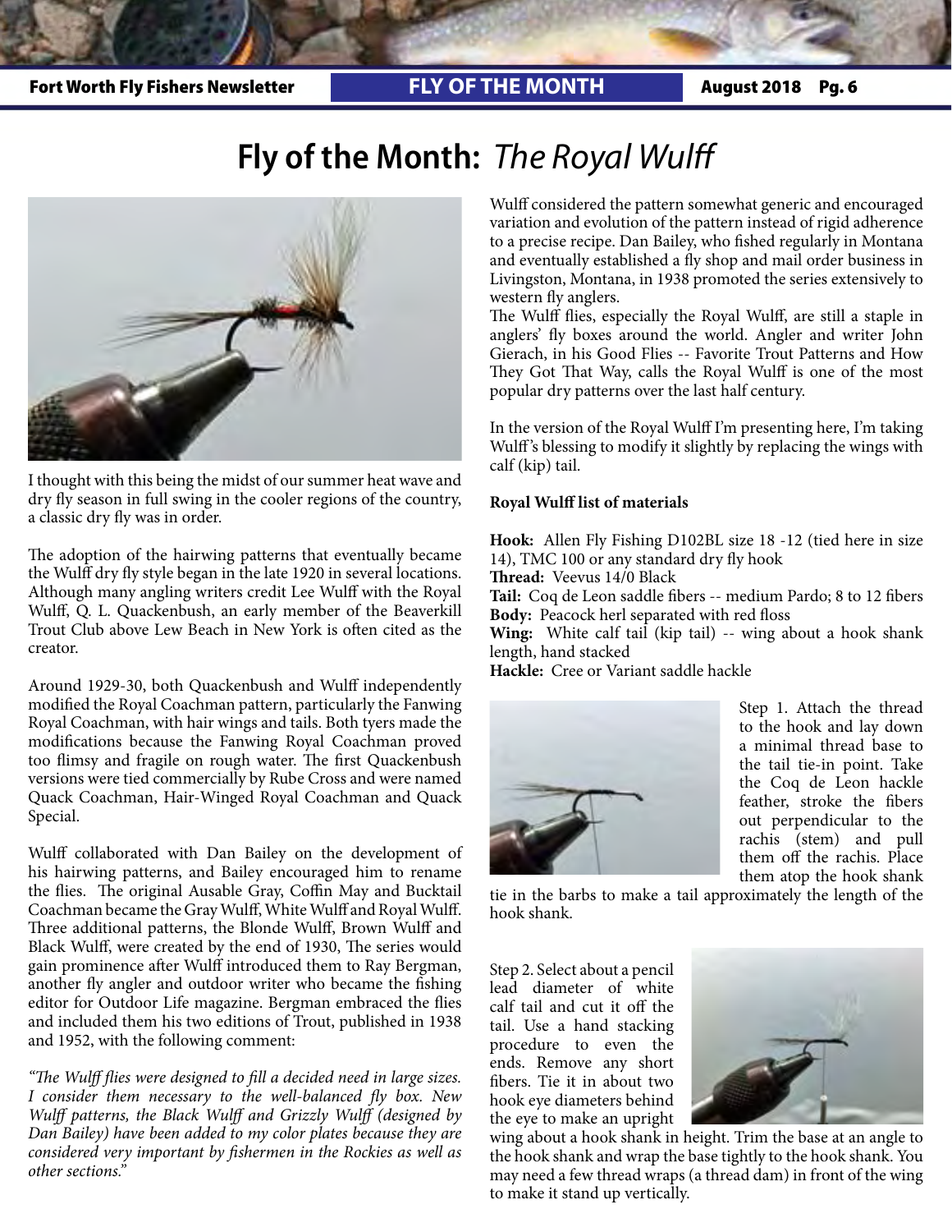# Fly of the Month: *The Royal Wulff*

I thought with this being the midst of our summer heat wave and dry fly season in full swing in the cooler regions of the country, a classic dry fly was in order.

The adoption of the hairwing patterns that eventually became the Wulff dry fly style began in the late 1920 in several locations. Although many angling writers credit Lee Wulff with the Royal Wulff, Q. L. Quackenbush, an early member of the Beaverkill Trout Club above Lew Beach in New York is often cited as the creator.

Around 1929-30, both Quackenbush and Wulff independently modified the Royal Coachman pattern, particularly the Fanwing Royal Coachman, with hair wings and tails. Both tyers made the modifications because the Fanwing Royal Coachman proved too flimsy and fragile on rough water. The first Quackenbush versions were tied commercially by Rube Cross and were named Quack Coachman, Hair-Winged Royal Coachman and Quack Special.

Wulff collaborated with Dan Bailey on the development of his hairwing patterns, and Bailey encouraged him to rename the flies. The original Ausable Gray, Coffin May and Bucktail Coachman became the Gray Wulff, White Wulff and Royal Wulff. Three additional patterns, the Blonde Wulff, Brown Wulff and Black Wulff, were created by the end of 1930, The series would gain prominence after Wulff introduced them to Ray Bergman, another fly angler and outdoor writer who became the fishing editor for Outdoor Life magazine. Bergman embraced the flies and included them his two editions of Trout, published in 1938 and 1952, with the following comment:

*"The Wulff flies were designed to fill a decided need in large sizes. I consider them necessary to the well-balanced fly box. New Wulff patterns, the Black Wulff and Grizzly Wulff (designed by Dan Bailey) have been added to my color plates because they are considered very important by fishermen in the Rockies as well as other sections."*

Wulff considered the pattern somewhat generic and encouraged variation and evolution of the pattern instead of rigid adherence to a precise recipe. Dan Bailey, who fished regularly in Montana and eventually established a fly shop and mail order business in Livingston, Montana, in 1938 promoted the series extensively to western fly anglers.

The Wulff flies, especially the Royal Wulff, are still a staple in anglers' fly boxes around the world. Angler and writer John Gierach, in his Good Flies -- Favorite Trout Patterns and How They Got That Way, calls the Royal Wulff is one of the most popular dry patterns over the last half century.

In the version of the Royal Wulff I'm presenting here, I'm taking Wulff's blessing to modify it slightly by replacing the wings with calf (kip) tail.

**Royal Wulff list of materials**

**Hook:** Allen Fly Fishing D102BL size 18 -12 (tied here in size 14), TMC 100 or any standard dry fly hook
**Thread:** Veevus 14/0 Black
**Tail:** Coq de Leon saddle fibers -- medium Pardo; 8 to 12 fibers
**Body:** Peacock herl separated with red floss
**Wing:** White calf tail (kip tail) -- wing about a hook shank length, hand stacked
**Hackle:** Cree or Variant saddle hackle

Step 1. Attach the thread to the hook and lay down a minimal thread base to the tail tie-in point. Take the Coq de Leon hackle feather, stroke the fibers out perpendicular to the rachis (stem) and pull them off the rachis. Place them atop the hook shank tie in the barbs to make a tail approximately the length of the hook shank.

Step 2. Select about a pencil lead diameter of white calf tail and cut it off the tail. Use a hand stacking procedure to even the ends. Remove any short fibers. Tie it in about two hook eye diameters behind the eye to make an upright wing about a hook shank in height. Trim the base at an angle to the hook shank and wrap the base tightly to the hook shank. You may need a few thread wraps (a thread dam) in front of the wing to make it stand up vertically.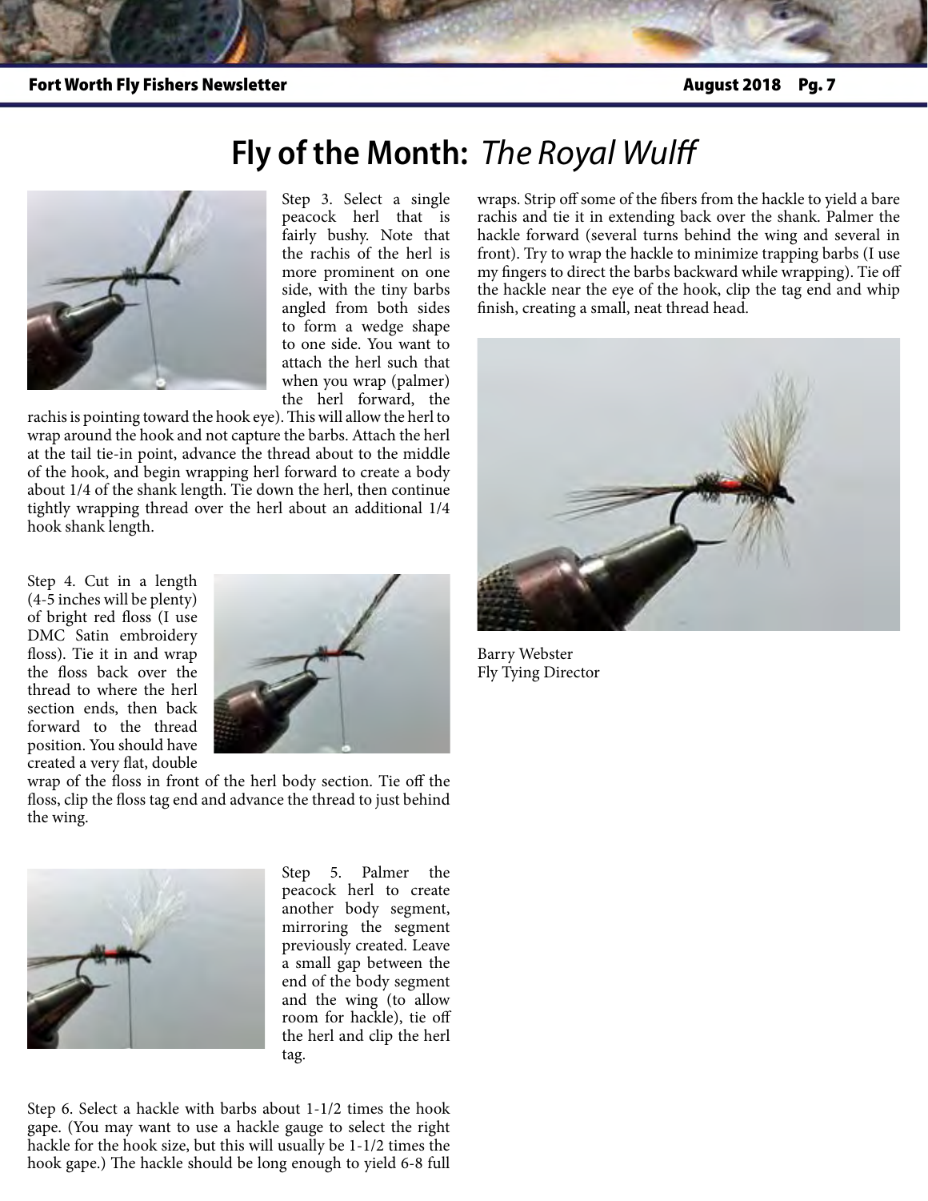# Fly of the Month: *The Royal Wulff*

Step 3. Select a single peacock herl that is fairly bushy. Note that the rachis of the herl is more prominent on one side, with the tiny barbs angled from both sides to form a wedge shape to one side. You want to attach the herl such that when you wrap (palmer) the herl forward, the rachis is pointing toward the hook eye). This will allow the herl to wrap around the hook and not capture the barbs. Attach the herl at the tail tie-in point, advance the thread about to the middle of the hook, and begin wrapping herl forward to create a body about 1/4 of the shank length. Tie down the herl, then continue tightly wrapping thread over the herl about an additional 1/4 hook shank length.

Step 4. Cut in a length (4-5 inches will be plenty) of bright red floss (I use DMC Satin embroidery floss). Tie it in and wrap the floss back over the thread to where the herl section ends, then back forward to the thread position. You should have created a very flat, double wrap of the floss in front of the herl body section. Tie off the floss, clip the floss tag end and advance the thread to just behind the wing.

Step 5. Palmer the peacock herl to create another body segment, mirroring the segment previously created. Leave a small gap between the end of the body segment and the wing (to allow room for hackle), tie off the herl and clip the herl tag.

Step 6. Select a hackle with barbs about 1-1/2 times the hook gape. (You may want to use a hackle gauge to select the right hackle for the hook size, but this will usually be 1-1/2 times the hook gape.) The hackle should be long enough to yield 6-8 full wraps. Strip off some of the fibers from the hackle to yield a bare rachis and tie it in extending back over the shank. Palmer the hackle forward (several turns behind the wing and several in front). Try to wrap the hackle to minimize trapping barbs (I use my fingers to direct the barbs backward while wrapping). Tie off the hackle near the eye of the hook, clip the tag end and whip finish, creating a small, neat thread head.

Barry Webster
Fly Tying Director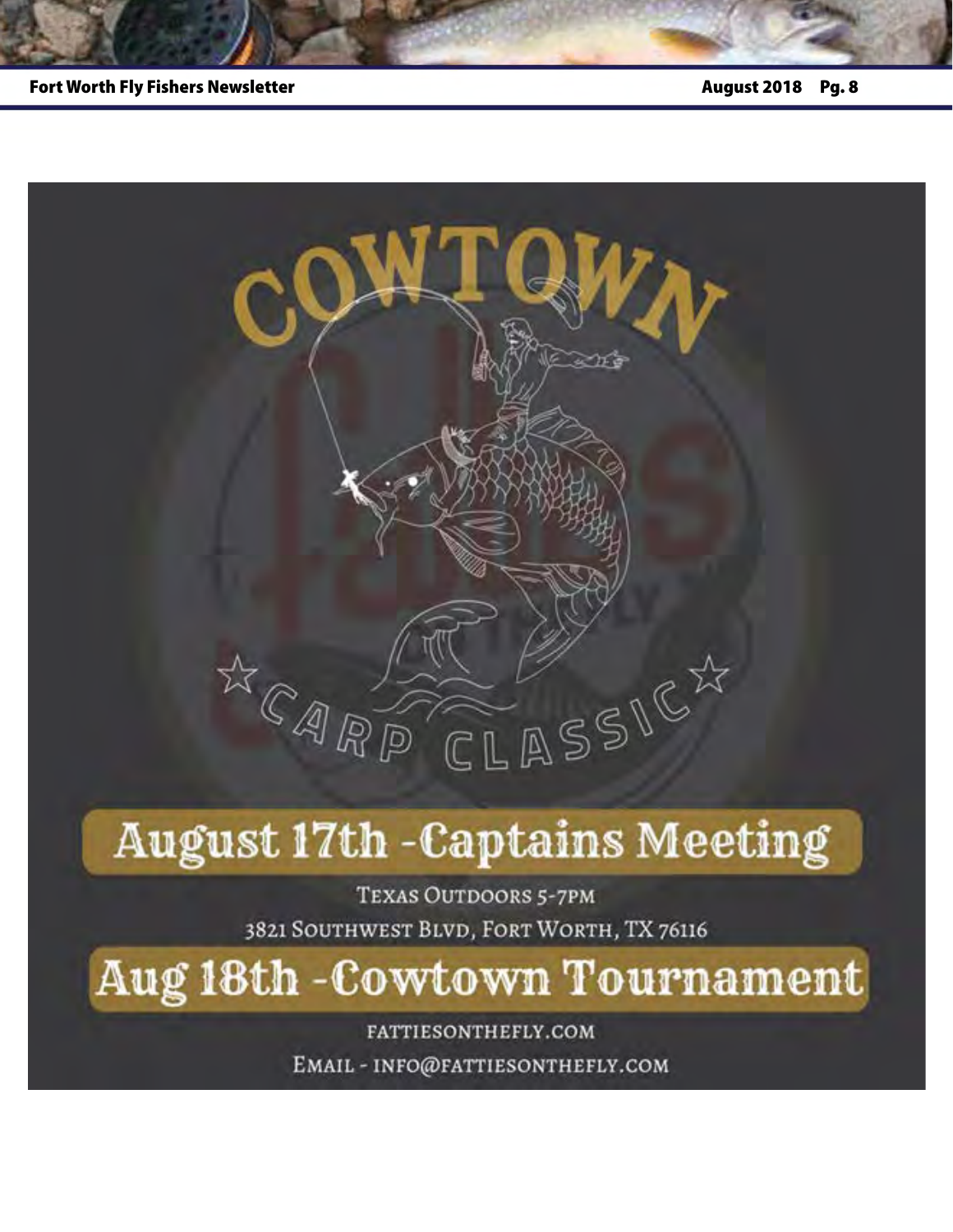# COWTOWN

☆ CARP CLASSIC ☆

## August 17th -Captains Meeting

TEXAS OUTDOORS 5-7PM

3821 SOUTHWEST BLVD, FORT WORTH, TX 76116

## Aug 18th -Cowtown Tournament

FATTIESONTHEFLY.COM

EMAIL - INFO@FATTIESONTHEFLY.COM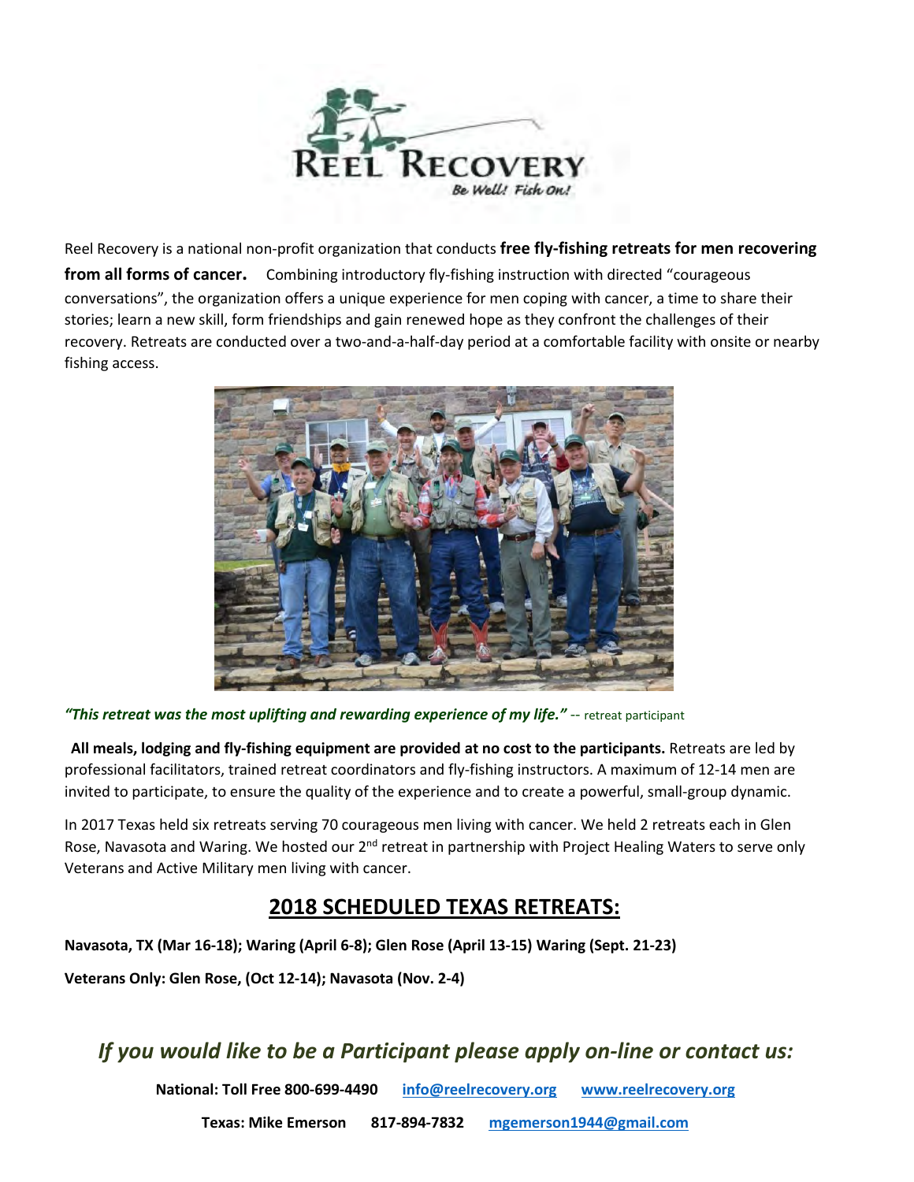Reel Recovery is a national non-profit organization that conducts **free fly-fishing retreats for men recovering from all forms of cancer.** Combining introductory fly-fishing instruction with directed "courageous conversations", the organization offers a unique experience for men coping with cancer, a time to share their stories; learn a new skill, form friendships and gain renewed hope as they confront the challenges of their recovery. Retreats are conducted over a two-and-a-half-day period at a comfortable facility with onsite or nearby fishing access.

***"This retreat was the most uplifting and rewarding experience of my life."*** -- retreat participant

**All meals, lodging and fly-fishing equipment are provided at no cost to the participants.** Retreats are led by professional facilitators, trained retreat coordinators and fly-fishing instructors. A maximum of 12-14 men are invited to participate, to ensure the quality of the experience and to create a powerful, small-group dynamic.

In 2017 Texas held six retreats serving 70 courageous men living with cancer. We held 2 retreats each in Glen Rose, Navasota and Waring. We hosted our 2nd retreat in partnership with Project Healing Waters to serve only Veterans and Active Military men living with cancer.

## 2018 SCHEDULED TEXAS RETREATS:

**Navasota, TX (Mar 16-18); Waring (April 6-8); Glen Rose (April 13-15) Waring (Sept. 21-23)**

**Veterans Only: Glen Rose, (Oct 12-14); Navasota (Nov. 2-4)**

### *If you would like to be a Participant please apply on-line or contact us:*

**National: Toll Free 800-699-4490 info@reelrecovery.org www.reelrecovery.org**

**Texas: Mike Emerson 817-894-7832 mgemerson1944@gmail.com**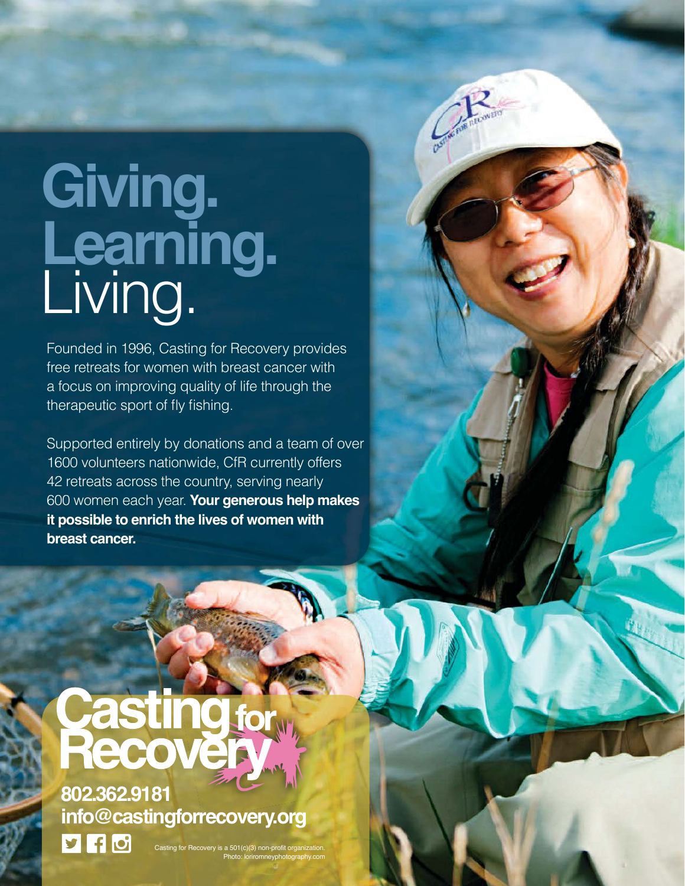# Giving. Learning. Living.

Founded in 1996, Casting for Recovery provides free retreats for women with breast cancer with a focus on improving quality of life through the therapeutic sport of fly fishing.

Supported entirely by donations and a team of over 1600 volunteers nationwide, CfR currently offers 42 retreats across the country, serving nearly 600 women each year. **Your generous help makes it possible to enrich the lives of women with breast cancer.**

## Casting for Recovery

**802.362.9181**

**info@castingforrecovery.org**

Casting for Recovery is a 501(c)(3) non-profit organization.
Photo: loriromneyphotography.com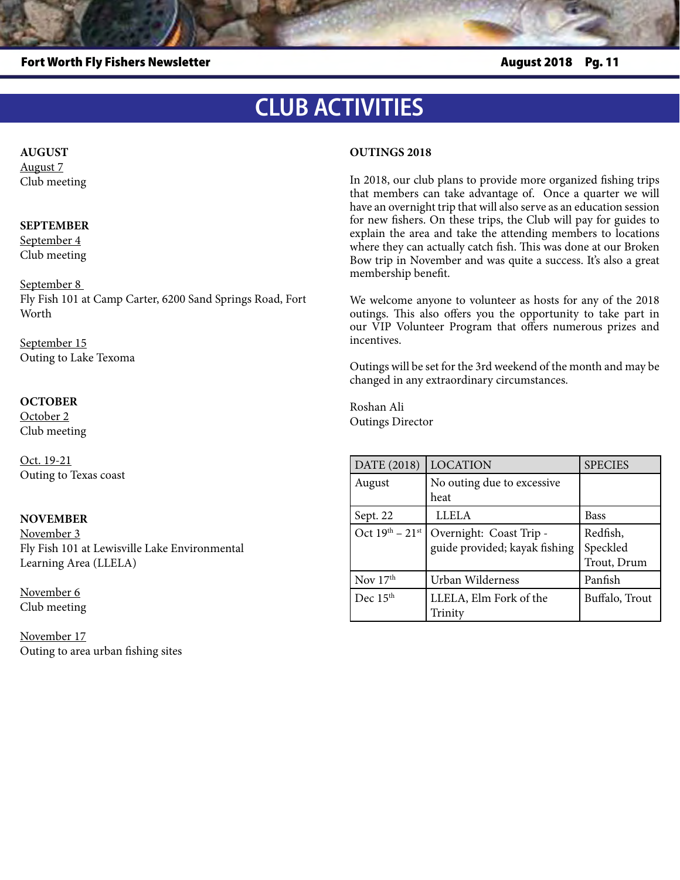# CLUB ACTIVITIES

**AUGUST**

August 7
Club meeting

**SEPTEMBER**

September 4
Club meeting

September 8
Fly Fish 101 at Camp Carter, 6200 Sand Springs Road, Fort Worth

September 15
Outing to Lake Texoma

**OCTOBER**

October 2
Club meeting

Oct. 19-21
Outing to Texas coast

**NOVEMBER**

November 3
Fly Fish 101 at Lewisville Lake Environmental Learning Area (LLELA)

November 6
Club meeting

November 17
Outing to area urban fishing sites

**OUTINGS 2018**

In 2018, our club plans to provide more organized fishing trips that members can take advantage of. Once a quarter we will have an overnight trip that will also serve as an education session for new fishers. On these trips, the Club will pay for guides to explain the area and take the attending members to locations where they can actually catch fish. This was done at our Broken Bow trip in November and was quite a success. It's also a great membership benefit.

We welcome anyone to volunteer as hosts for any of the 2018 outings. This also offers you the opportunity to take part in our VIP Volunteer Program that offers numerous prizes and incentives.

Outings will be set for the 3rd weekend of the month and may be changed in any extraordinary circumstances.

Roshan Ali
Outings Director

| DATE (2018) | LOCATION | SPECIES |
|---|---|---|
| August | No outing due to excessive heat | |
| Sept. 22 | LLELA | Bass |
| Oct 19th – 21st | Overnight: Coast Trip - guide provided; kayak fishing | Redfish, Speckled Trout, Drum |
| Nov 17th | Urban Wilderness | Panfish |
| Dec 15th | LLELA, Elm Fork of the Trinity | Buffalo, Trout |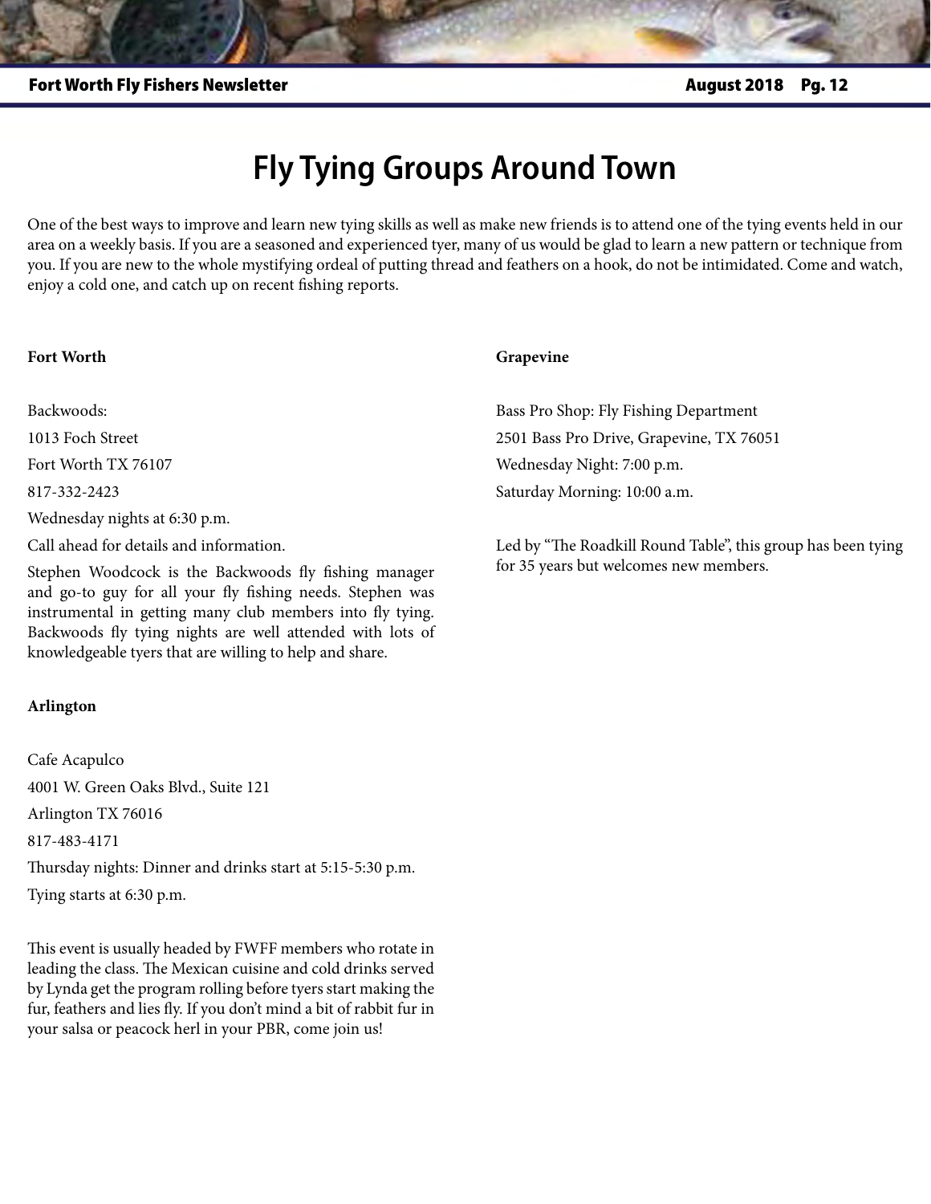# Fly Tying Groups Around Town

One of the best ways to improve and learn new tying skills as well as make new friends is to attend one of the tying events held in our area on a weekly basis. If you are a seasoned and experienced tyer, many of us would be glad to learn a new pattern or technique from you. If you are new to the whole mystifying ordeal of putting thread and feathers on a hook, do not be intimidated. Come and watch, enjoy a cold one, and catch up on recent fishing reports.

**Fort Worth**

Backwoods:

1013 Foch Street

Fort Worth TX 76107

817-332-2423

Wednesday nights at 6:30 p.m.

Call ahead for details and information.

Stephen Woodcock is the Backwoods fly fishing manager and go-to guy for all your fly fishing needs. Stephen was instrumental in getting many club members into fly tying. Backwoods fly tying nights are well attended with lots of knowledgeable tyers that are willing to help and share.

**Arlington**

Cafe Acapulco

4001 W. Green Oaks Blvd., Suite 121

Arlington TX 76016

817-483-4171

Thursday nights: Dinner and drinks start at 5:15-5:30 p.m.

Tying starts at 6:30 p.m.

This event is usually headed by FWFF members who rotate in leading the class. The Mexican cuisine and cold drinks served by Lynda get the program rolling before tyers start making the fur, feathers and lies fly. If you don't mind a bit of rabbit fur in your salsa or peacock herl in your PBR, come join us!

**Grapevine**

Bass Pro Shop: Fly Fishing Department

2501 Bass Pro Drive, Grapevine, TX 76051

Wednesday Night: 7:00 p.m.

Saturday Morning: 10:00 a.m.

Led by "The Roadkill Round Table", this group has been tying for 35 years but welcomes new members.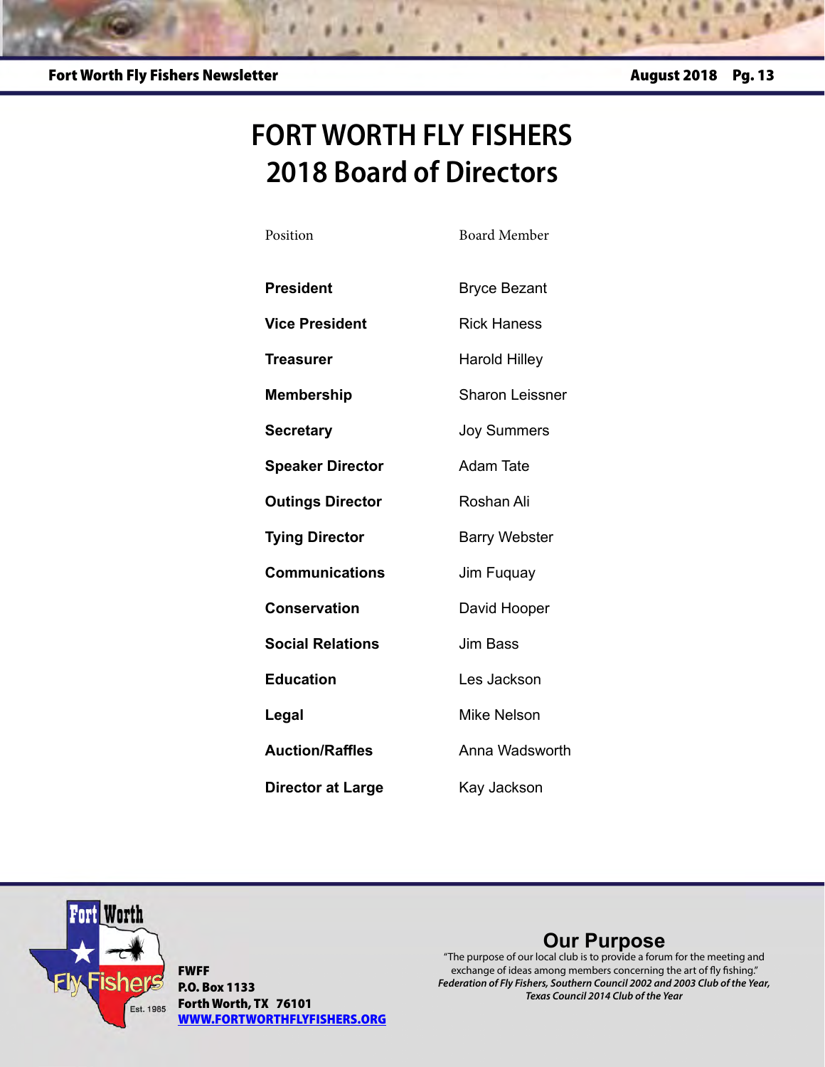# FORT WORTH FLY FISHERS
# 2018 Board of Directors

| Position | Board Member |
|---|---|
| **President** | Bryce Bezant |
| **Vice President** | Rick Haness |
| **Treasurer** | Harold Hilley |
| **Membership** | Sharon Leissner |
| **Secretary** | Joy Summers |
| **Speaker Director** | Adam Tate |
| **Outings Director** | Roshan Ali |
| **Tying Director** | Barry Webster |
| **Communications** | Jim Fuquay |
| **Conservation** | David Hooper |
| **Social Relations** | Jim Bass |
| **Education** | Les Jackson |
| **Legal** | Mike Nelson |
| **Auction/Raffles** | Anna Wadsworth |
| **Director at Large** | Kay Jackson |

**FWFF**
**P.O. Box 1133**
**Forth Worth, TX 76101**
**WWW.FORTWORTHFLYFISHERS.ORG**

## Our Purpose

"The purpose of our local club is to provide a forum for the meeting and exchange of ideas among members concerning the art of fly fishing."

***Federation of Fly Fishers, Southern Council 2002 and 2003 Club of the Year, Texas Council 2014 Club of the Year***